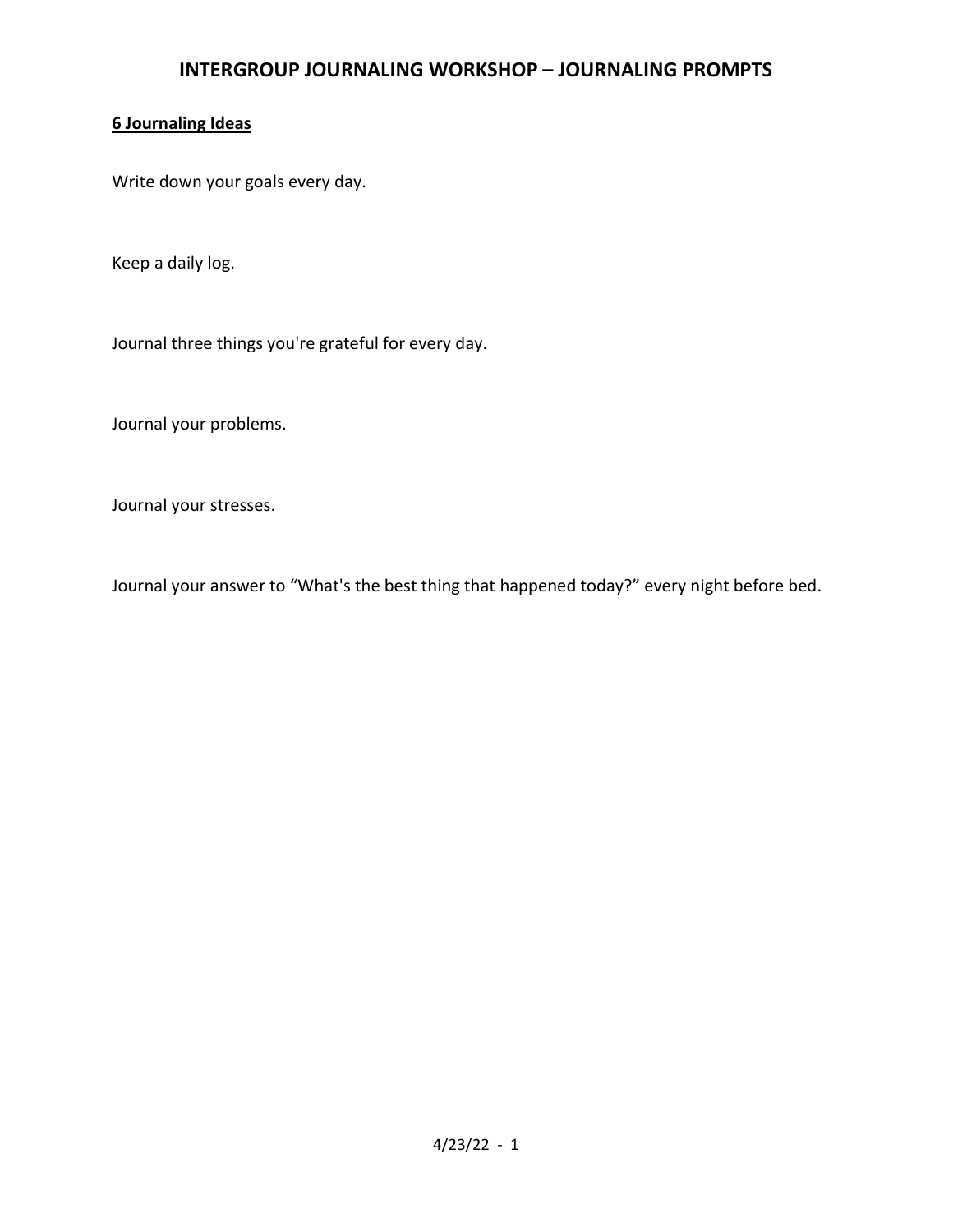# INTERGROUP JOURNALING WORKSHOP – JOURNALING PROMPTS

**6 Journaling Ideas**

Write down your goals every day.

Keep a daily log.

Journal three things you're grateful for every day.

Journal your problems.

Journal your stresses.

Journal your answer to “What's the best thing that happened today?” every night before bed.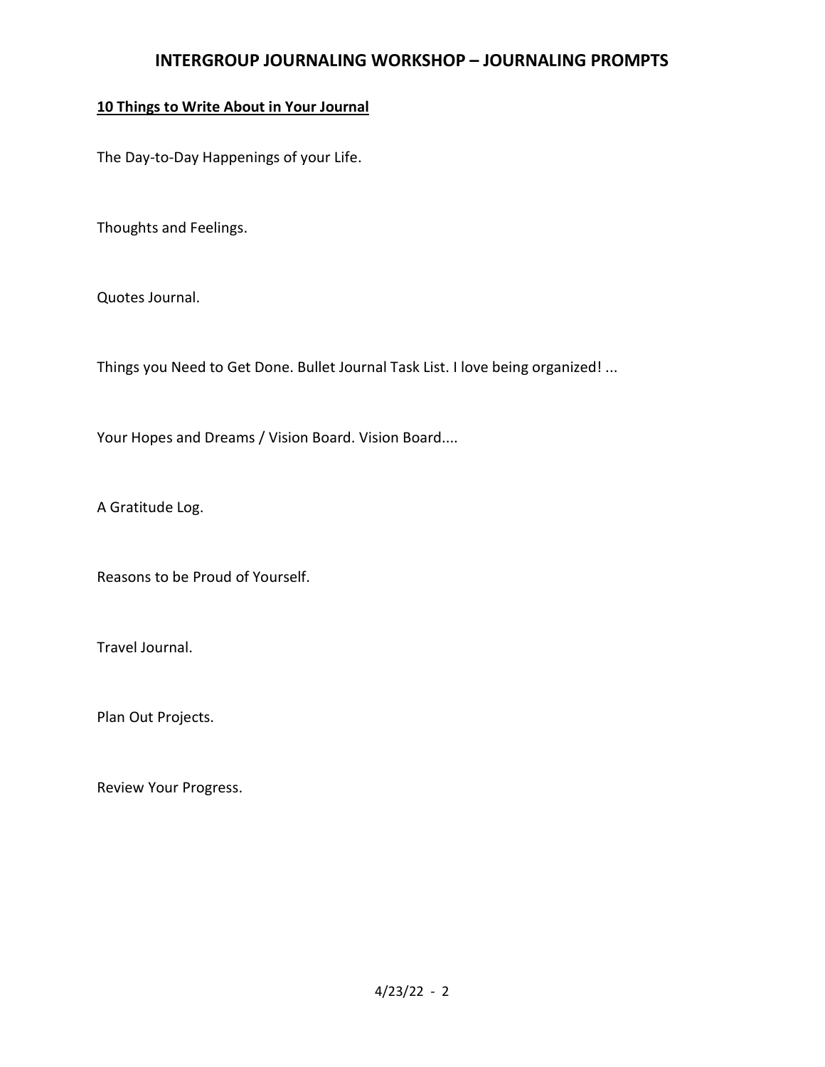# INTERGROUP JOURNALING WORKSHOP – JOURNALING PROMPTS

**<u>10 Things to Write About in Your Journal</u>**

The Day-to-Day Happenings of your Life.

Thoughts and Feelings.

Quotes Journal.

Things you Need to Get Done. Bullet Journal Task List. I love being organized! ...

Your Hopes and Dreams / Vision Board. Vision Board....

A Gratitude Log.

Reasons to be Proud of Yourself.

Travel Journal.

Plan Out Projects.

Review Your Progress.

4/23/22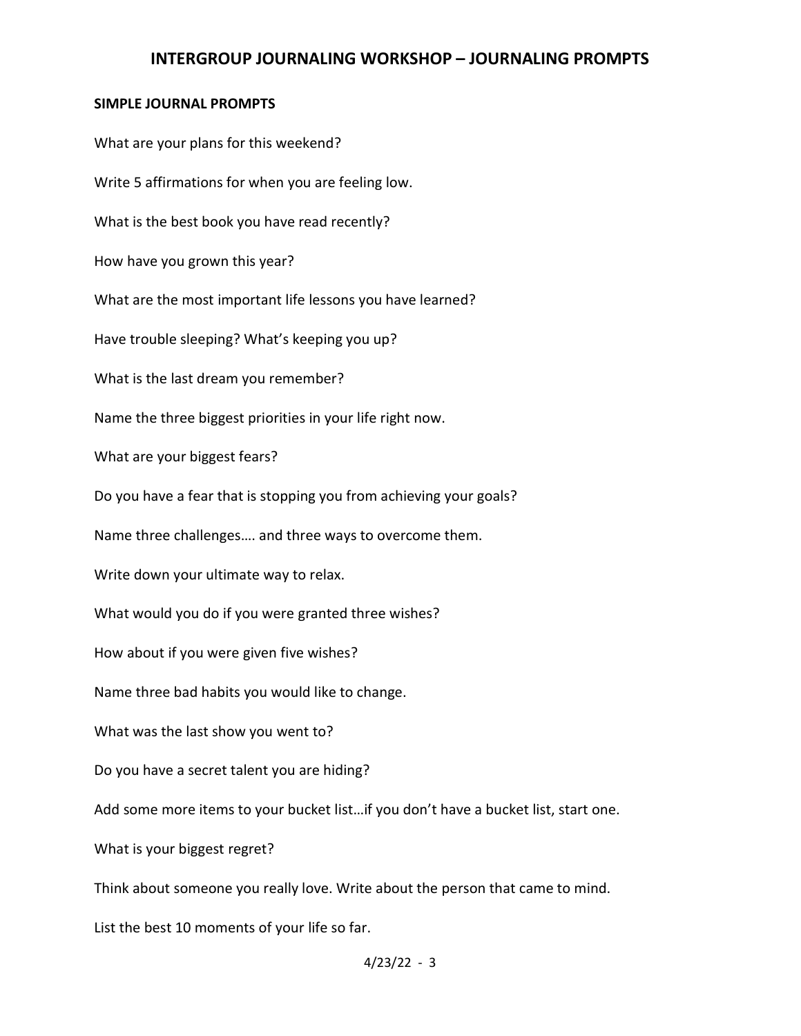# INTERGROUP JOURNALING WORKSHOP – JOURNALING PROMPTS

**SIMPLE JOURNAL PROMPTS**

What are your plans for this weekend?

Write 5 affirmations for when you are feeling low.

What is the best book you have read recently?

How have you grown this year?

What are the most important life lessons you have learned?

Have trouble sleeping? What's keeping you up?

What is the last dream you remember?

Name the three biggest priorities in your life right now.

What are your biggest fears?

Do you have a fear that is stopping you from achieving your goals?

Name three challenges…. and three ways to overcome them.

Write down your ultimate way to relax.

What would you do if you were granted three wishes?

How about if you were given five wishes?

Name three bad habits you would like to change.

What was the last show you went to?

Do you have a secret talent you are hiding?

Add some more items to your bucket list…if you don't have a bucket list, start one.

What is your biggest regret?

Think about someone you really love. Write about the person that came to mind.

List the best 10 moments of your life so far.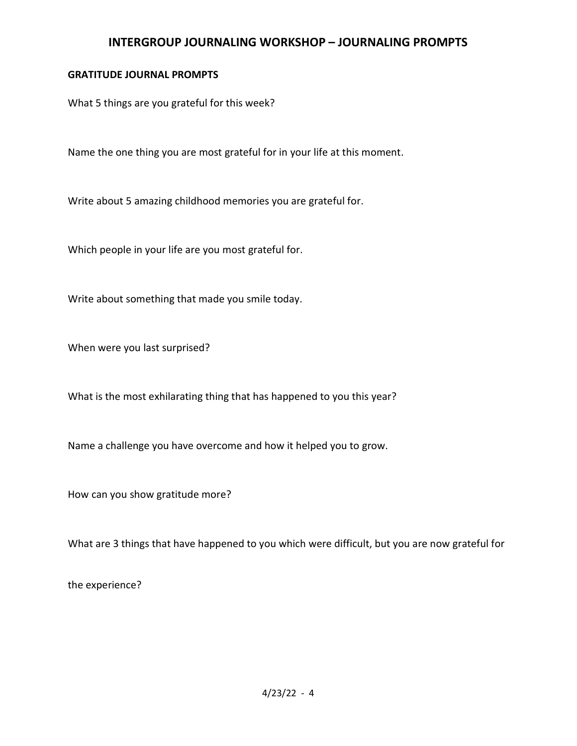# INTERGROUP JOURNALING WORKSHOP – JOURNALING PROMPTS

**GRATITUDE JOURNAL PROMPTS**

What 5 things are you grateful for this week?

Name the one thing you are most grateful for in your life at this moment.

Write about 5 amazing childhood memories you are grateful for.

Which people in your life are you most grateful for.

Write about something that made you smile today.

When were you last surprised?

What is the most exhilarating thing that has happened to you this year?

Name a challenge you have overcome and how it helped you to grow.

How can you show gratitude more?

What are 3 things that have happened to you which were difficult, but you are now grateful for the experience?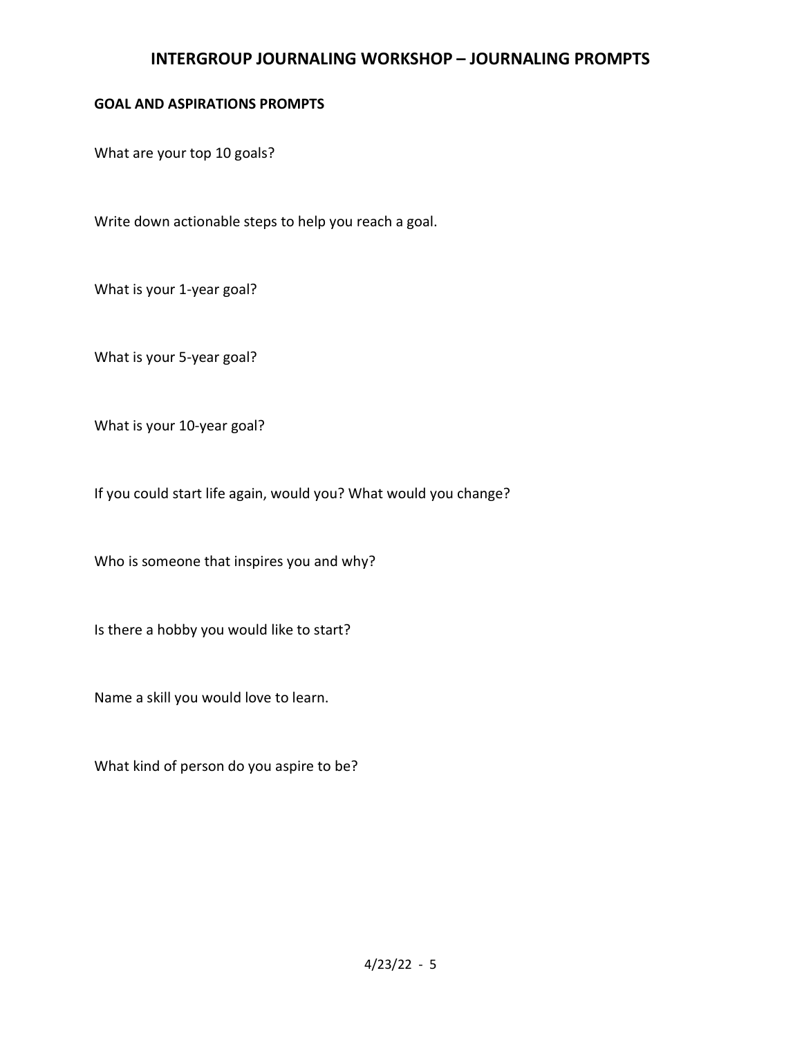# INTERGROUP JOURNALING WORKSHOP – JOURNALING PROMPTS

**GOAL AND ASPIRATIONS PROMPTS**

What are your top 10 goals?

Write down actionable steps to help you reach a goal.

What is your 1-year goal?

What is your 5-year goal?

What is your 10-year goal?

If you could start life again, would you? What would you change?

Who is someone that inspires you and why?

Is there a hobby you would like to start?

Name a skill you would love to learn.

What kind of person do you aspire to be?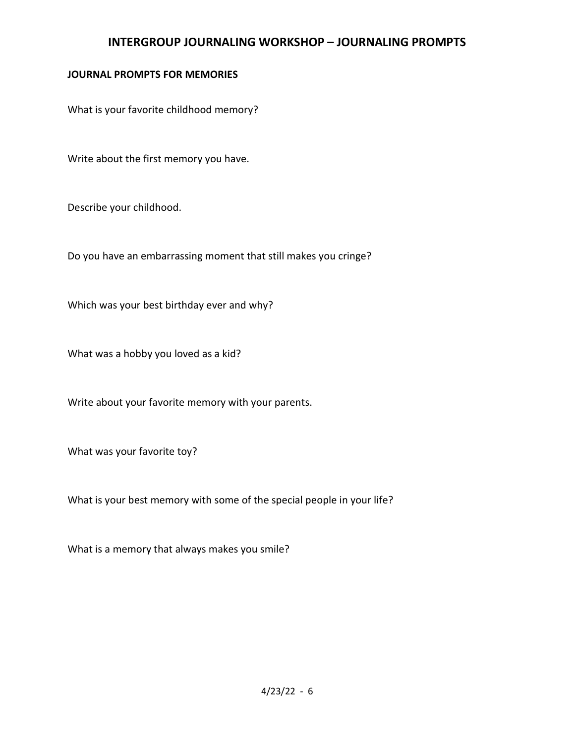# INTERGROUP JOURNALING WORKSHOP – JOURNALING PROMPTS

**JOURNAL PROMPTS FOR MEMORIES**

What is your favorite childhood memory?

Write about the first memory you have.

Describe your childhood.

Do you have an embarrassing moment that still makes you cringe?

Which was your best birthday ever and why?

What was a hobby you loved as a kid?

Write about your favorite memory with your parents.

What was your favorite toy?

What is your best memory with some of the special people in your life?

What is a memory that always makes you smile?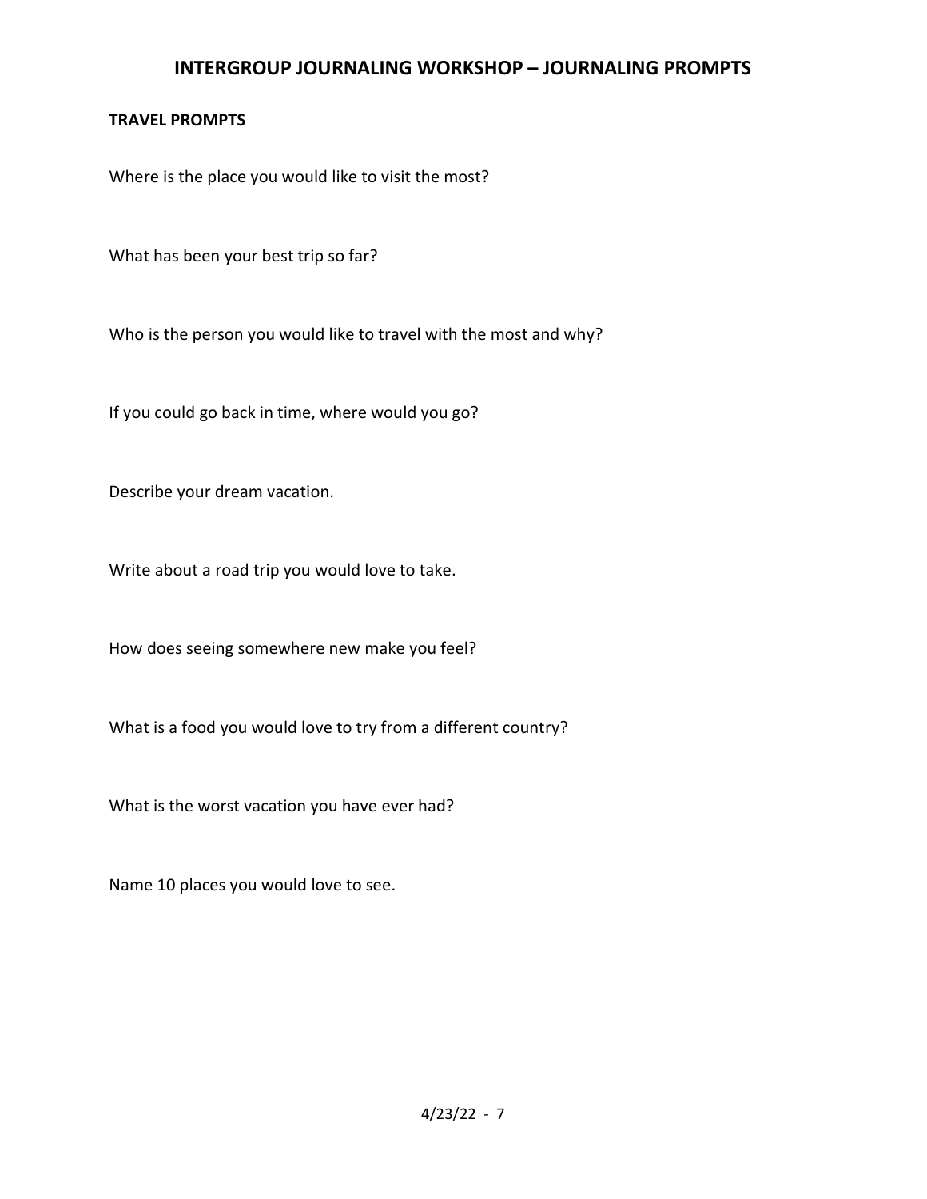# INTERGROUP JOURNALING WORKSHOP – JOURNALING PROMPTS

**TRAVEL PROMPTS**

Where is the place you would like to visit the most?

What has been your best trip so far?

Who is the person you would like to travel with the most and why?

If you could go back in time, where would you go?

Describe your dream vacation.

Write about a road trip you would love to take.

How does seeing somewhere new make you feel?

What is a food you would love to try from a different country?

What is the worst vacation you have ever had?

Name 10 places you would love to see.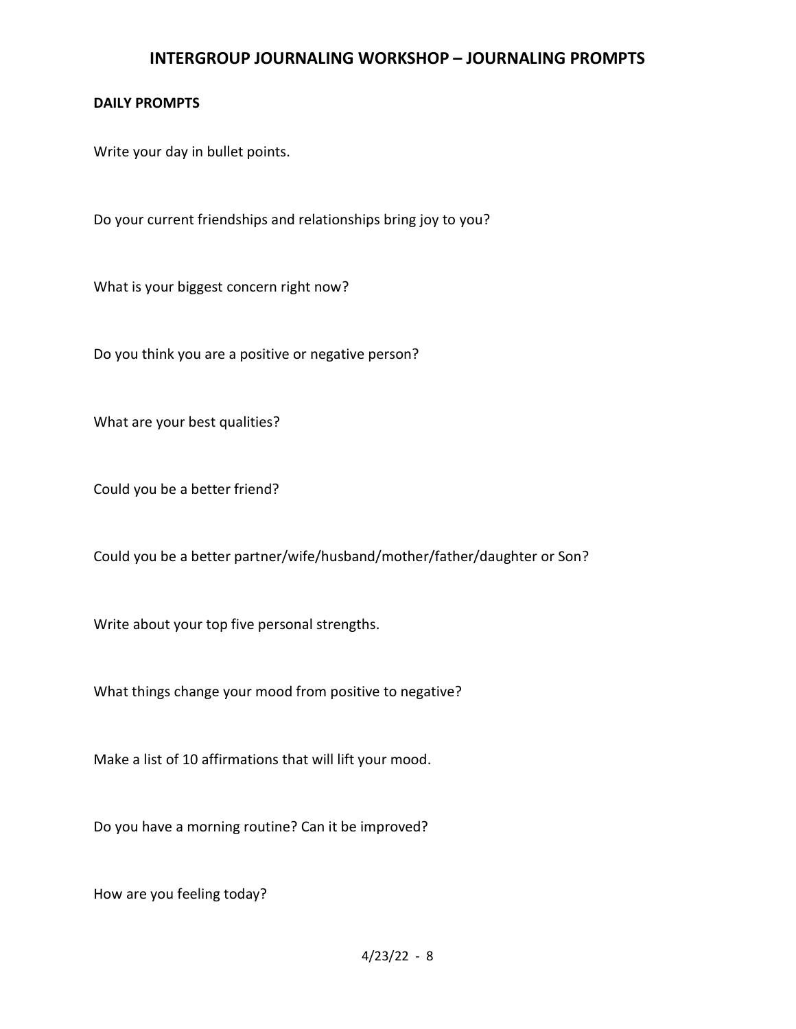# INTERGROUP JOURNALING WORKSHOP – JOURNALING PROMPTS

**DAILY PROMPTS**

Write your day in bullet points.

Do your current friendships and relationships bring joy to you?

What is your biggest concern right now?

Do you think you are a positive or negative person?

What are your best qualities?

Could you be a better friend?

Could you be a better partner/wife/husband/mother/father/daughter or Son?

Write about your top five personal strengths.

What things change your mood from positive to negative?

Make a list of 10 affirmations that will lift your mood.

Do you have a morning routine? Can it be improved?

How are you feeling today?